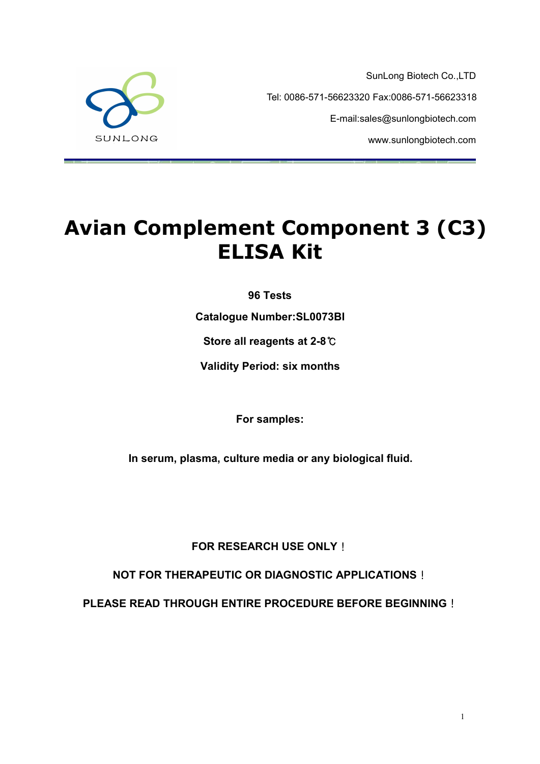SunLong Biotech Co.,LTD

Tel: 0086-571-56623320 Fax:0086-571-56623318

E-mail:sales@sunlongbiotech.com

www.sunlongbiotech.com

# Avian Complement Component 3 (C3) ELISA Kit

**96 Tests**

**Catalogue Number:SL0073BI**

**Store all reagents at 2-8℃**

**Validity Period: six months**

**For samples:**

**In serum, plasma, culture media or any biological fluid.**

**FOR RESEARCH USE ONLY！**

**NOT FOR THERAPEUTIC OR DIAGNOSTIC APPLICATIONS！**

**PLEASE READ THROUGH ENTIRE PROCEDURE BEFORE BEGINNING！**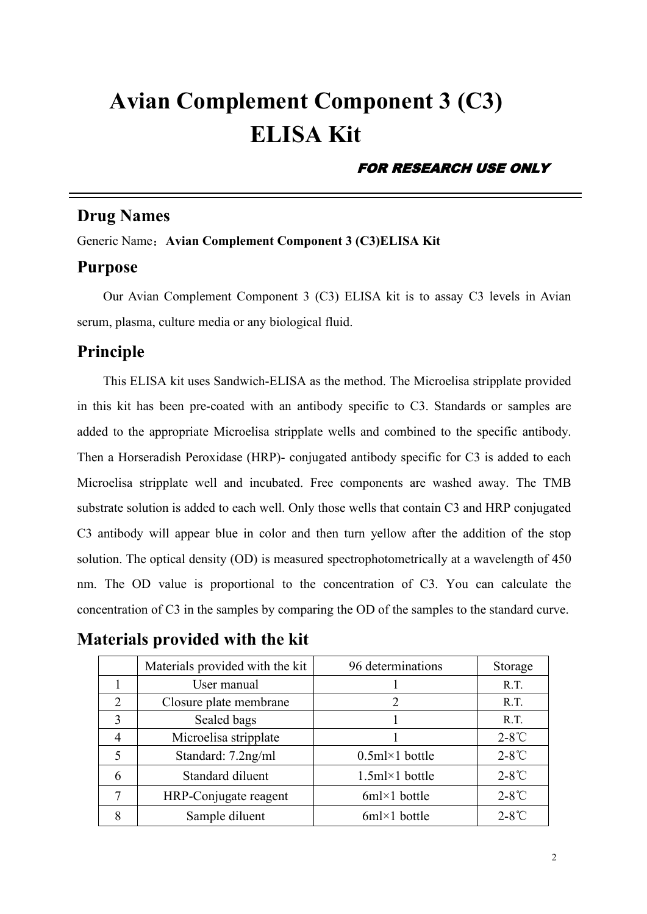# Avian Complement Component 3 (C3) ELISA Kit

***FOR RESEARCH USE ONLY***

## Drug Names

Generic Name：**Avian Complement Component 3 (C3)ELISA Kit**

## Purpose

Our Avian Complement Component 3 (C3) ELISA kit is to assay C3 levels in Avian serum, plasma, culture media or any biological fluid.

## Principle

This ELISA kit uses Sandwich-ELISA as the method. The Microelisa stripplate provided in this kit has been pre-coated with an antibody specific to C3. Standards or samples are added to the appropriate Microelisa stripplate wells and combined to the specific antibody. Then a Horseradish Peroxidase (HRP)- conjugated antibody specific for C3 is added to each Microelisa stripplate well and incubated. Free components are washed away. The TMB substrate solution is added to each well. Only those wells that contain C3 and HRP conjugated C3 antibody will appear blue in color and then turn yellow after the addition of the stop solution. The optical density (OD) is measured spectrophotometrically at a wavelength of 450 nm. The OD value is proportional to the concentration of C3. You can calculate the concentration of C3 in the samples by comparing the OD of the samples to the standard curve.

## Materials provided with the kit

| | Materials provided with the kit | 96 determinations | Storage |
|---|---|---|---|
| 1 | User manual | 1 | R.T. |
| 2 | Closure plate membrane | 2 | R.T. |
| 3 | Sealed bags | 1 | R.T. |
| 4 | Microelisa stripplate | 1 | 2-8℃ |
| 5 | Standard: 7.2ng/ml | 0.5ml×1 bottle | 2-8℃ |
| 6 | Standard diluent | 1.5ml×1 bottle | 2-8℃ |
| 7 | HRP-Conjugate reagent | 6ml×1 bottle | 2-8℃ |
| 8 | Sample diluent | 6ml×1 bottle | 2-8℃ |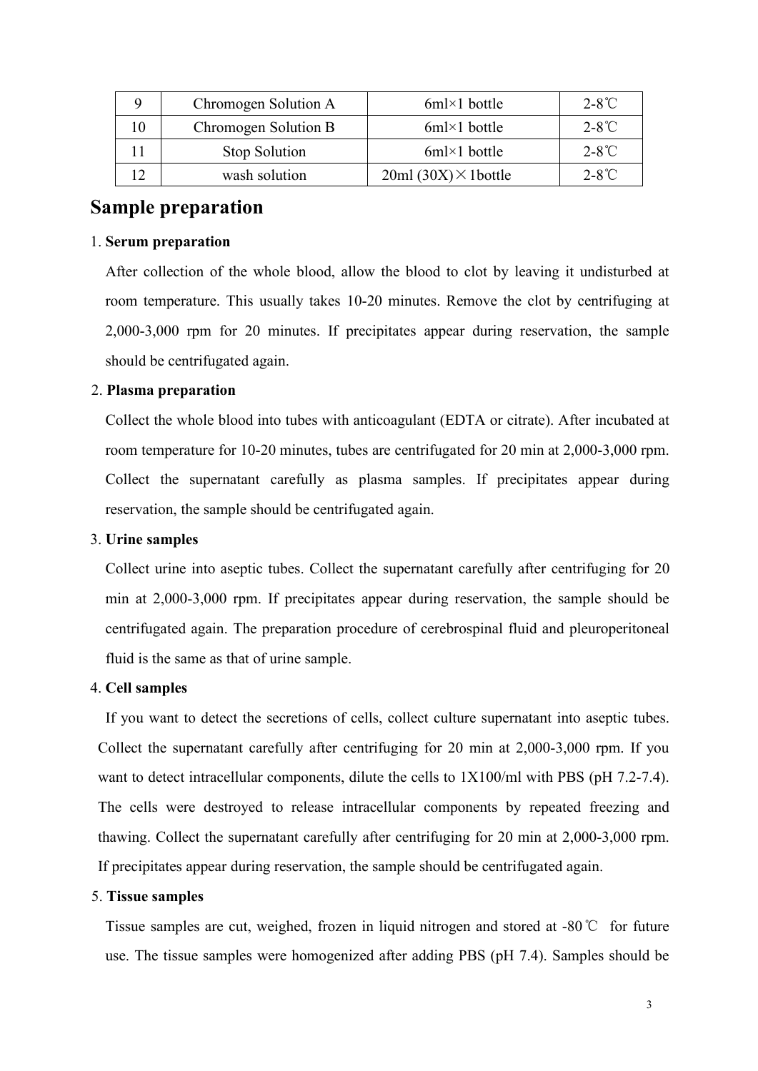| 9 | Chromogen Solution A | 6ml×1 bottle | 2-8℃ |
|---|---|---|---|
| 10 | Chromogen Solution B | 6ml×1 bottle | 2-8℃ |
| 11 | Stop Solution | 6ml×1 bottle | 2-8℃ |
| 12 | wash solution | 20ml (30X)×1bottle | 2-8℃ |

## Sample preparation

1. **Serum preparation**

   After collection of the whole blood, allow the blood to clot by leaving it undisturbed at room temperature. This usually takes 10-20 minutes. Remove the clot by centrifuging at 2,000-3,000 rpm for 20 minutes. If precipitates appear during reservation, the sample should be centrifugated again.

2. **Plasma preparation**

   Collect the whole blood into tubes with anticoagulant (EDTA or citrate). After incubated at room temperature for 10-20 minutes, tubes are centrifugated for 20 min at 2,000-3,000 rpm. Collect the supernatant carefully as plasma samples. If precipitates appear during reservation, the sample should be centrifugated again.

3. **Urine samples**

   Collect urine into aseptic tubes. Collect the supernatant carefully after centrifuging for 20 min at 2,000-3,000 rpm. If precipitates appear during reservation, the sample should be centrifugated again. The preparation procedure of cerebrospinal fluid and pleuroperitoneal fluid is the same as that of urine sample.

4. **Cell samples**

   If you want to detect the secretions of cells, collect culture supernatant into aseptic tubes. Collect the supernatant carefully after centrifuging for 20 min at 2,000-3,000 rpm. If you want to detect intracellular components, dilute the cells to 1X100/ml with PBS (pH 7.2-7.4). The cells were destroyed to release intracellular components by repeated freezing and thawing. Collect the supernatant carefully after centrifuging for 20 min at 2,000-3,000 rpm. If precipitates appear during reservation, the sample should be centrifugated again.

5. **Tissue samples**

   Tissue samples are cut, weighed, frozen in liquid nitrogen and stored at -80℃ for future use. The tissue samples were homogenized after adding PBS (pH 7.4). Samples should be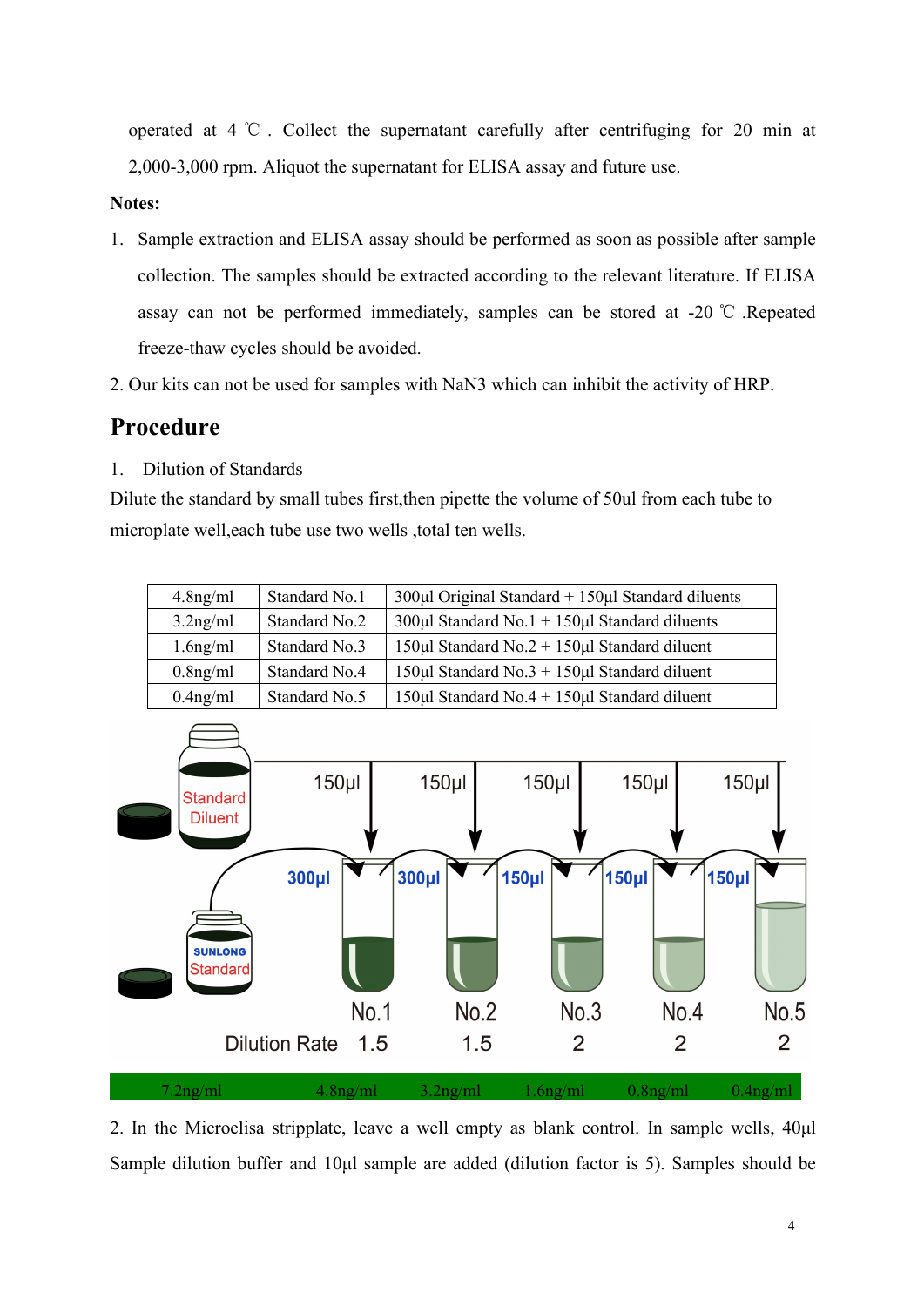operated at 4 ℃. Collect the supernatant carefully after centrifuging for 20 min at 2,000-3,000 rpm. Aliquot the supernatant for ELISA assay and future use.

**Notes:**

1. Sample extraction and ELISA assay should be performed as soon as possible after sample collection. The samples should be extracted according to the relevant literature. If ELISA assay can not be performed immediately, samples can be stored at -20 ℃ .Repeated freeze-thaw cycles should be avoided.
2. Our kits can not be used for samples with $NaN_3$ which can inhibit the activity of HRP.

## Procedure

1. Dilution of Standards

Dilute the standard by small tubes first,then pipette the volume of 50ul from each tube to microplate well,each tube use two wells ,total ten wells.

| 4.8ng/ml | Standard No.1 | 300μl Original Standard + 150μl Standard diluents |
|---|---|---|
| 3.2ng/ml | Standard No.2 | 300μl Standard No.1 + 150μl Standard diluents |
| 1.6ng/ml | Standard No.3 | 150μl Standard No.2 + 150μl Standard diluent |
| 0.8ng/ml | Standard No.4 | 150μl Standard No.3 + 150μl Standard diluent |
| 0.4ng/ml | Standard No.5 | 150μl Standard No.4 + 150μl Standard diluent |

2. In the Microelisa stripplate, leave a well empty as blank control. In sample wells, 40μl Sample dilution buffer and 10μl sample are added (dilution factor is 5). Samples should be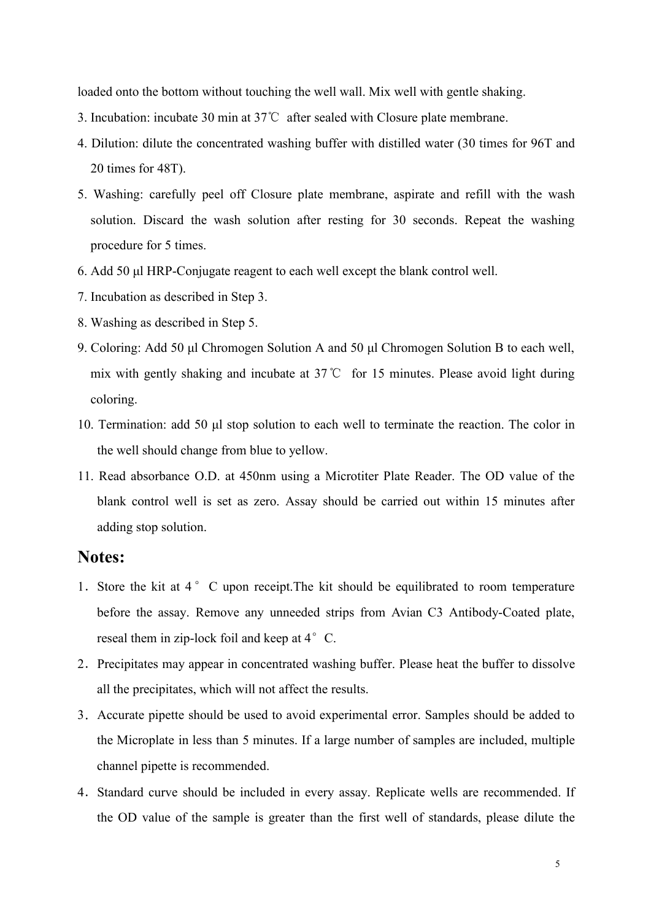loaded onto the bottom without touching the well wall. Mix well with gentle shaking.

3. Incubation: incubate 30 min at 37℃ after sealed with Closure plate membrane.
4. Dilution: dilute the concentrated washing buffer with distilled water (30 times for 96T and 20 times for 48T).
5. Washing: carefully peel off Closure plate membrane, aspirate and refill with the wash solution. Discard the wash solution after resting for 30 seconds. Repeat the washing procedure for 5 times.
6. Add 50 μl HRP-Conjugate reagent to each well except the blank control well.
7. Incubation as described in Step 3.
8. Washing as described in Step 5.
9. Coloring: Add 50 μl Chromogen Solution A and 50 μl Chromogen Solution B to each well, mix with gently shaking and incubate at 37℃ for 15 minutes. Please avoid light during coloring.
10. Termination: add 50 μl stop solution to each well to terminate the reaction. The color in the well should change from blue to yellow.
11. Read absorbance O.D. at 450nm using a Microtiter Plate Reader. The OD value of the blank control well is set as zero. Assay should be carried out within 15 minutes after adding stop solution.

## Notes:

1. Store the kit at 4° C upon receipt.The kit should be equilibrated to room temperature before the assay. Remove any unneeded strips from Avian C3 Antibody-Coated plate, reseal them in zip-lock foil and keep at 4° C.
2. Precipitates may appear in concentrated washing buffer. Please heat the buffer to dissolve all the precipitates, which will not affect the results.
3. Accurate pipette should be used to avoid experimental error. Samples should be added to the Microplate in less than 5 minutes. If a large number of samples are included, multiple channel pipette is recommended.
4. Standard curve should be included in every assay. Replicate wells are recommended. If the OD value of the sample is greater than the first well of standards, please dilute the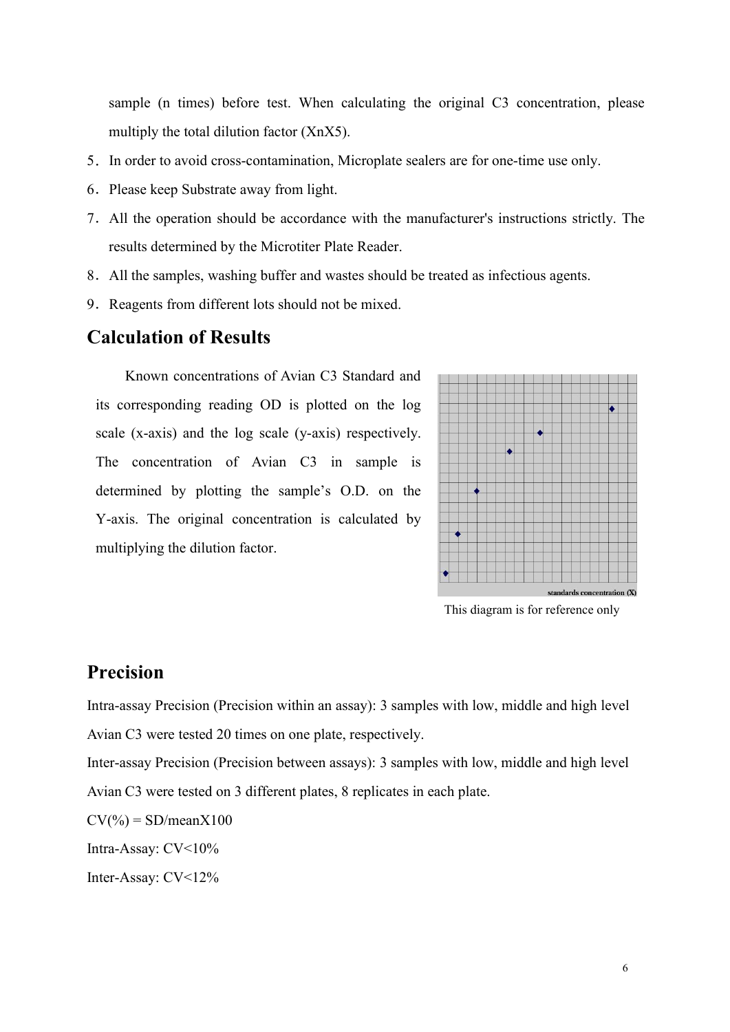sample (n times) before test. When calculating the original C3 concentration, please multiply the total dilution factor (XnX5).

5. In order to avoid cross-contamination, Microplate sealers are for one-time use only.
6. Please keep Substrate away from light.
7. All the operation should be accordance with the manufacturer's instructions strictly. The results determined by the Microtiter Plate Reader.
8. All the samples, washing buffer and wastes should be treated as infectious agents.
9. Reagents from different lots should not be mixed.

## Calculation of Results

Known concentrations of Avian C3 Standard and its corresponding reading OD is plotted on the log scale (x-axis) and the log scale (y-axis) respectively. The concentration of Avian C3 in sample is determined by plotting the sample's O.D. on the Y-axis. The original concentration is calculated by multiplying the dilution factor.

standards concentration (X)

This diagram is for reference only

## Precision

Intra-assay Precision (Precision within an assay): 3 samples with low, middle and high level Avian C3 were tested 20 times on one plate, respectively.

Inter-assay Precision (Precision between assays): 3 samples with low, middle and high level Avian C3 were tested on 3 different plates, 8 replicates in each plate.

CV(%) = SD/meanX100

Intra-Assay: CV<10%

Inter-Assay: CV<12%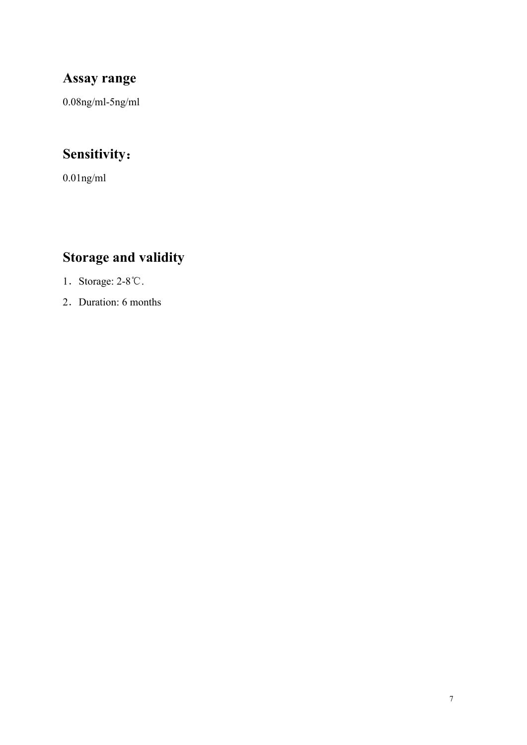## Assay range

0.08ng/ml-5ng/ml

## Sensitivity：

0.01ng/ml

## Storage and validity

1．Storage: 2-8℃.

2．Duration: 6 months